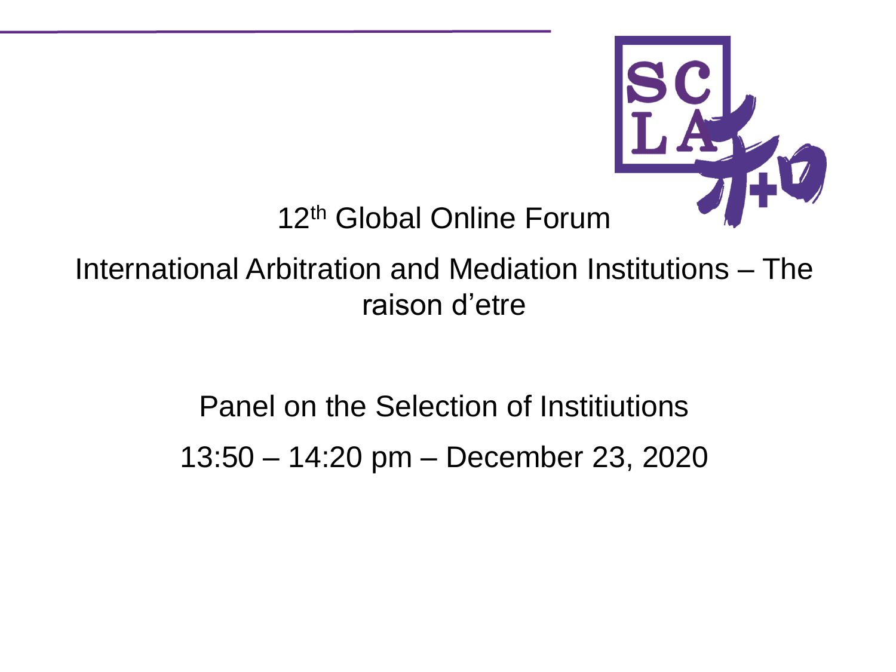12th Global Online Forum

# International Arbitration and Mediation Institutions – The raison d'etre

Panel on the Selection of Institiutions

13:50 – 14:20 pm – December 23, 2020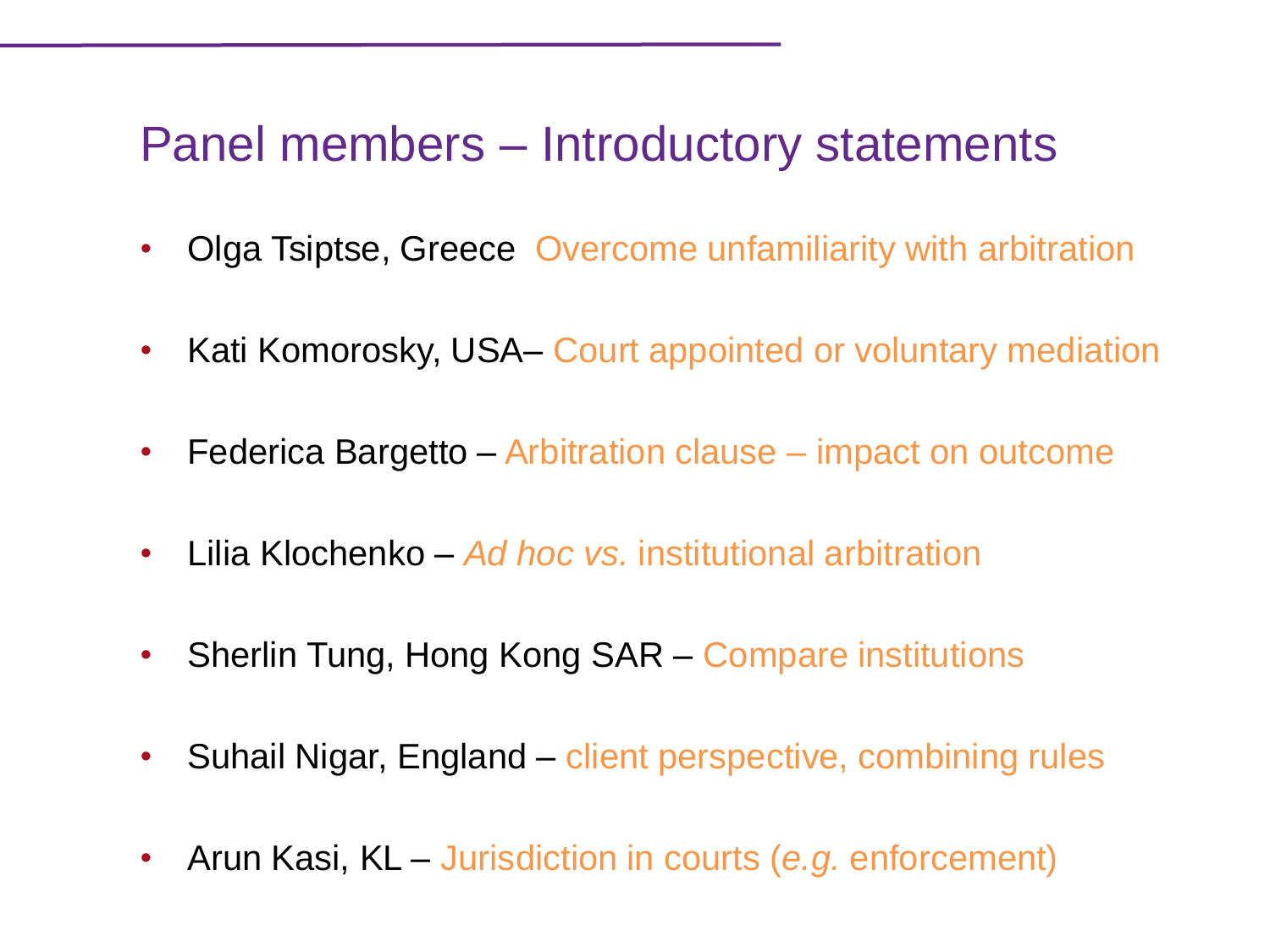# Panel members – Introductory statements

- Olga Tsiptse, Greece  Overcome unfamiliarity with arbitration
- Kati Komorosky, USA– Court appointed or voluntary mediation
- Federica Bargetto – Arbitration clause – impact on outcome
- Lilia Klochenko – *Ad hoc vs.* institutional arbitration
- Sherlin Tung, Hong Kong SAR – Compare institutions
- Suhail Nigar, England – client perspective, combining rules
- Arun Kasi, KL – Jurisdiction in courts (*e.g.* enforcement)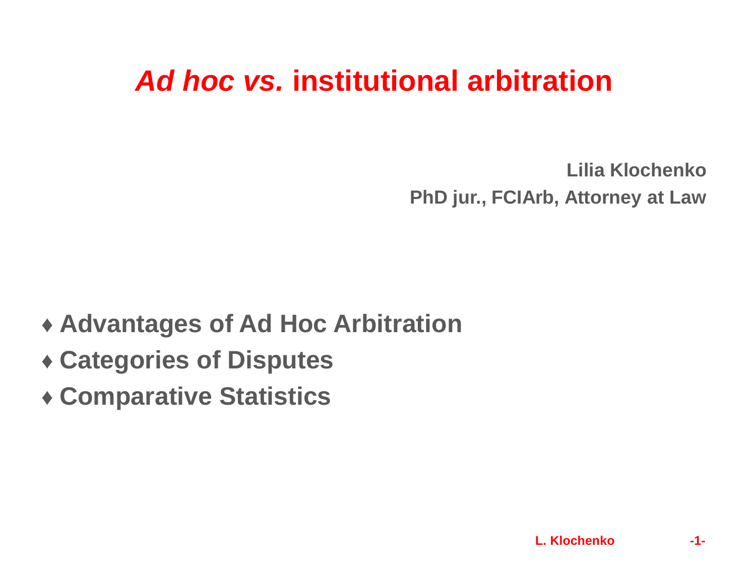# *Ad hoc vs.* institutional arbitration

**Lilia Klochenko**
**PhD jur., FCIArb, Attorney at Law**

- **Advantages of Ad Hoc Arbitration**
- **Categories of Disputes**
- **Comparative Statistics**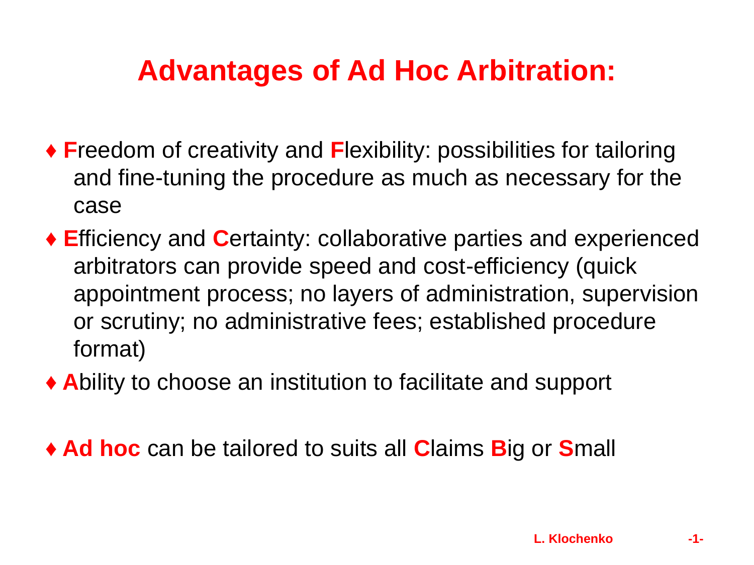# Advantages of Ad Hoc Arbitration:

- **F**reedom of creativity and **F**lexibility: possibilities for tailoring and fine-tuning the procedure as much as necessary for the case
- **E**fficiency and **C**ertainty: collaborative parties and experienced arbitrators can provide speed and cost-efficiency (quick appointment process; no layers of administration, supervision or scrutiny; no administrative fees; established procedure format)
- **A**bility to choose an institution to facilitate and support

- **Ad hoc** can be tailored to suits all **C**laims **B**ig or **S**mall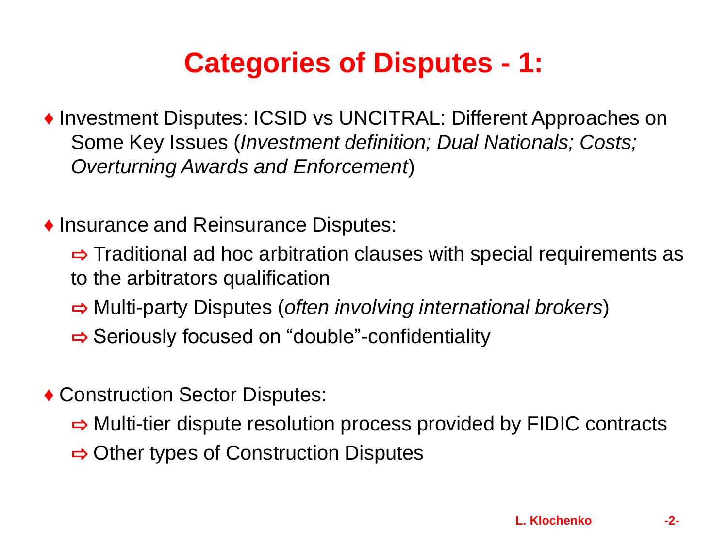# Categories of Disputes - 1:

- Investment Disputes: ICSID vs UNCITRAL: Different Approaches on Some Key Issues (*Investment definition; Dual Nationals; Costs; Overturning Awards and Enforcement*)

- Insurance and Reinsurance Disputes:
  - ⇨ Traditional ad hoc arbitration clauses with special requirements as to the arbitrators qualification
  - ⇨ Multi-party Disputes (*often involving international brokers*)
  - ⇨ Seriously focused on “double”-confidentiality

- Construction Sector Disputes:
  - ⇨ Multi-tier dispute resolution process provided by FIDIC contracts
  - ⇨ Other types of Construction Disputes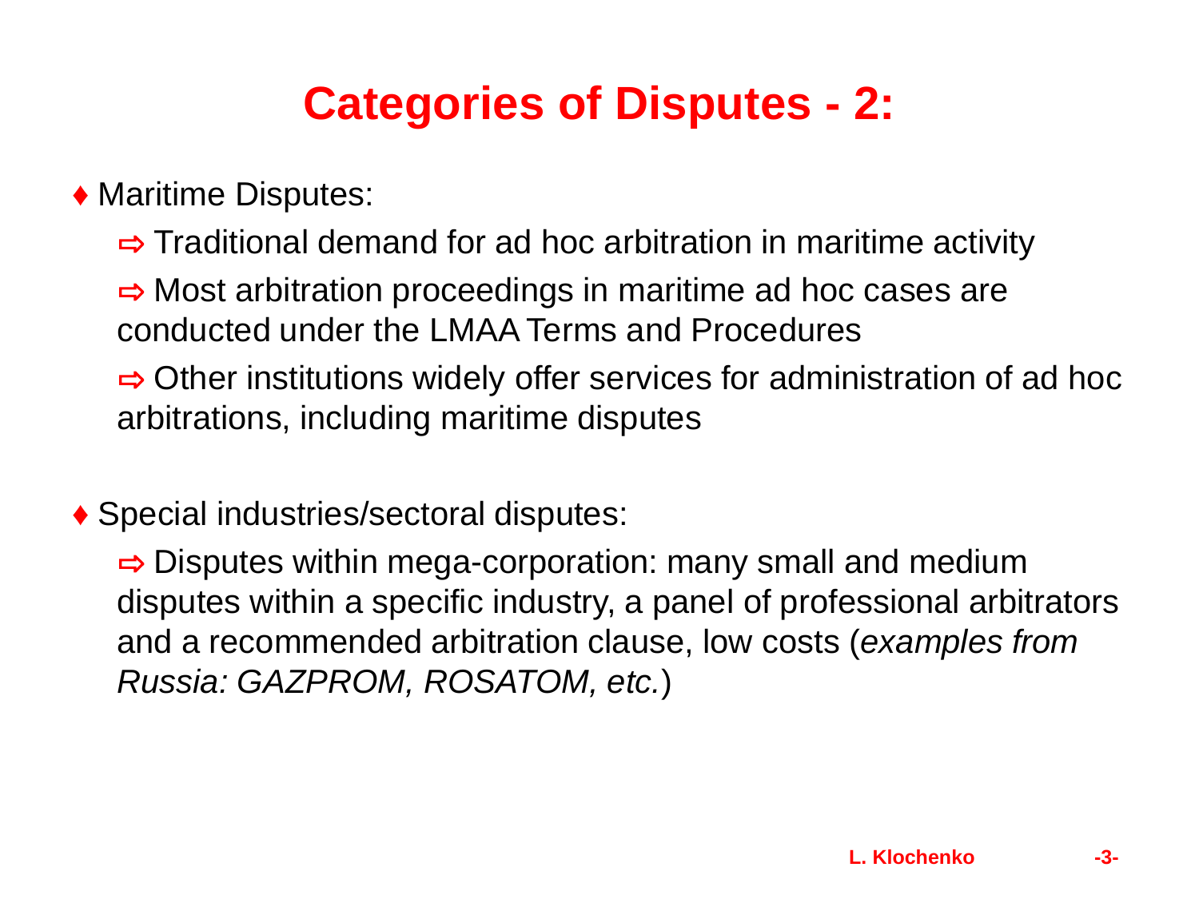# Categories of Disputes - 2:

- Maritime Disputes:
  - Traditional demand for ad hoc arbitration in maritime activity
  - Most arbitration proceedings in maritime ad hoc cases are conducted under the LMAA Terms and Procedures
  - Other institutions widely offer services for administration of ad hoc arbitrations, including maritime disputes

- Special industries/sectoral disputes:
  - Disputes within mega-corporation: many small and medium disputes within a specific industry, a panel of professional arbitrators and a recommended arbitration clause, low costs (*examples from Russia: GAZPROM, ROSATOM, etc.*)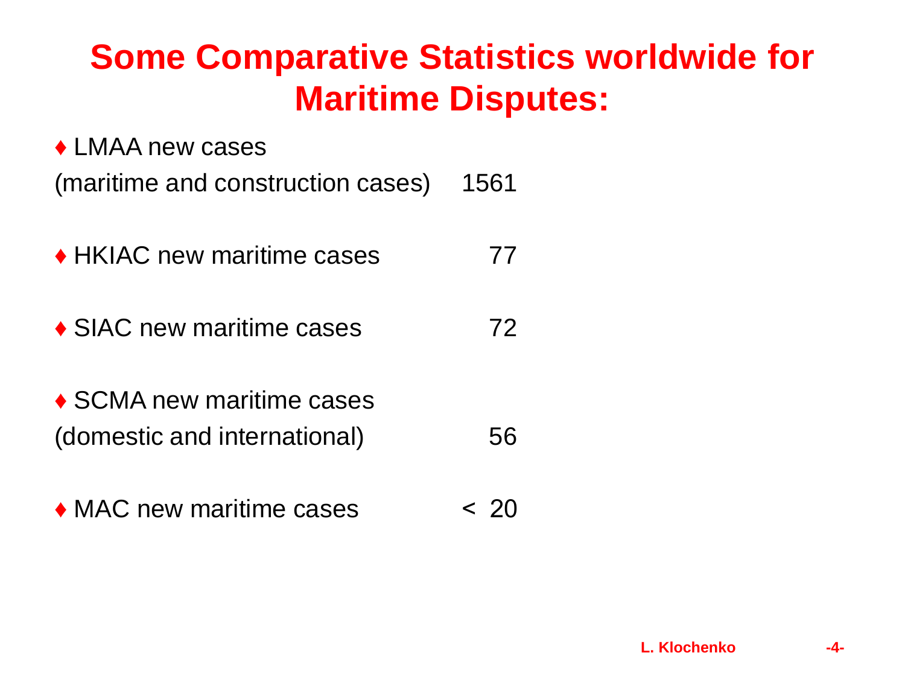# Some Comparative Statistics worldwide for Maritime Disputes:

- LMAA new cases
(maritime and construction cases) 1561

- HKIAC new maritime cases 77

- SIAC new maritime cases 72

- SCMA new maritime cases
(domestic and international) 56

- MAC new maritime cases < 20